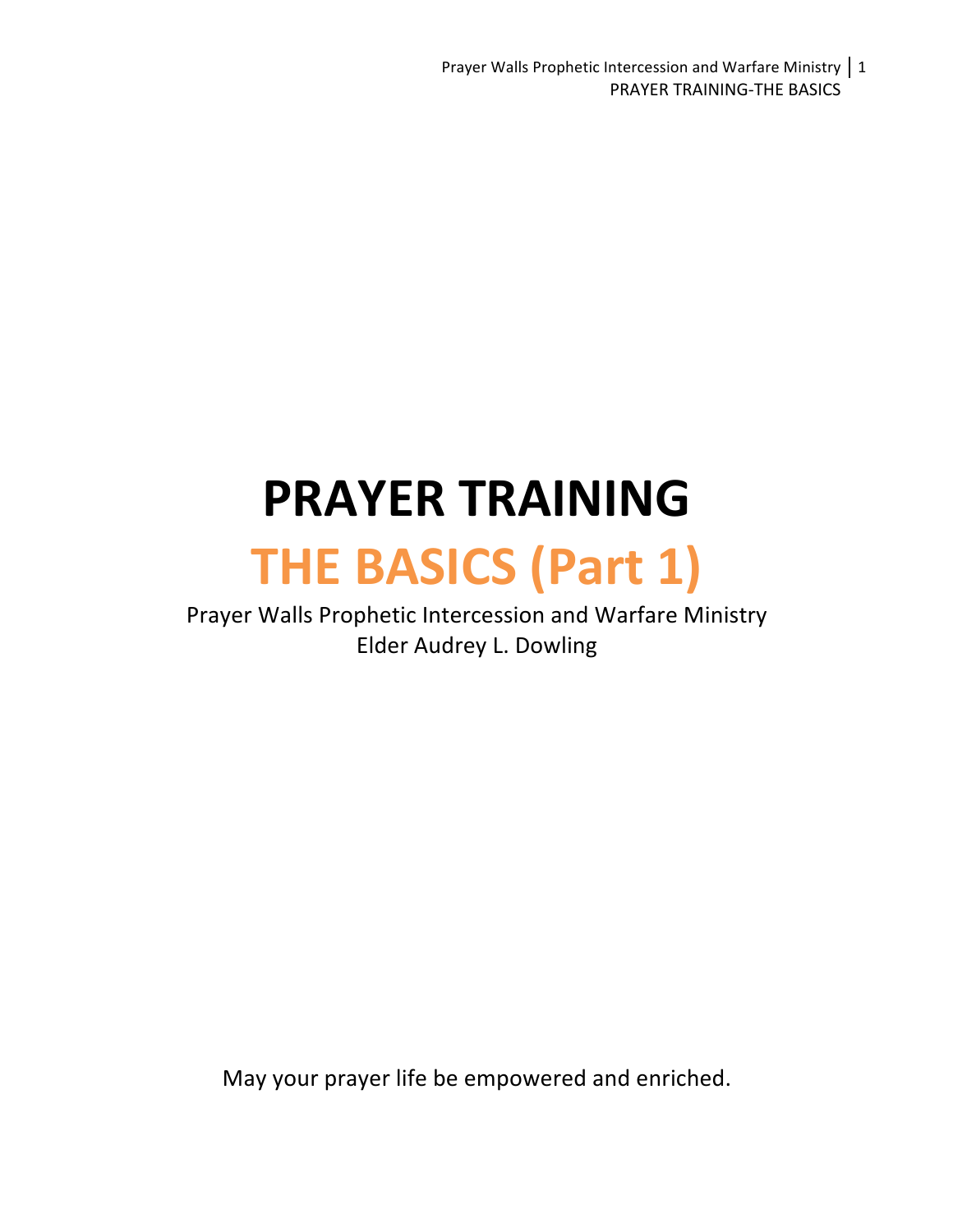# PRAYER TRAINING

## THE BASICS (Part 1)

Prayer Walls Prophetic Intercession and Warfare Ministry
Elder Audrey L. Dowling

May your prayer life be empowered and enriched.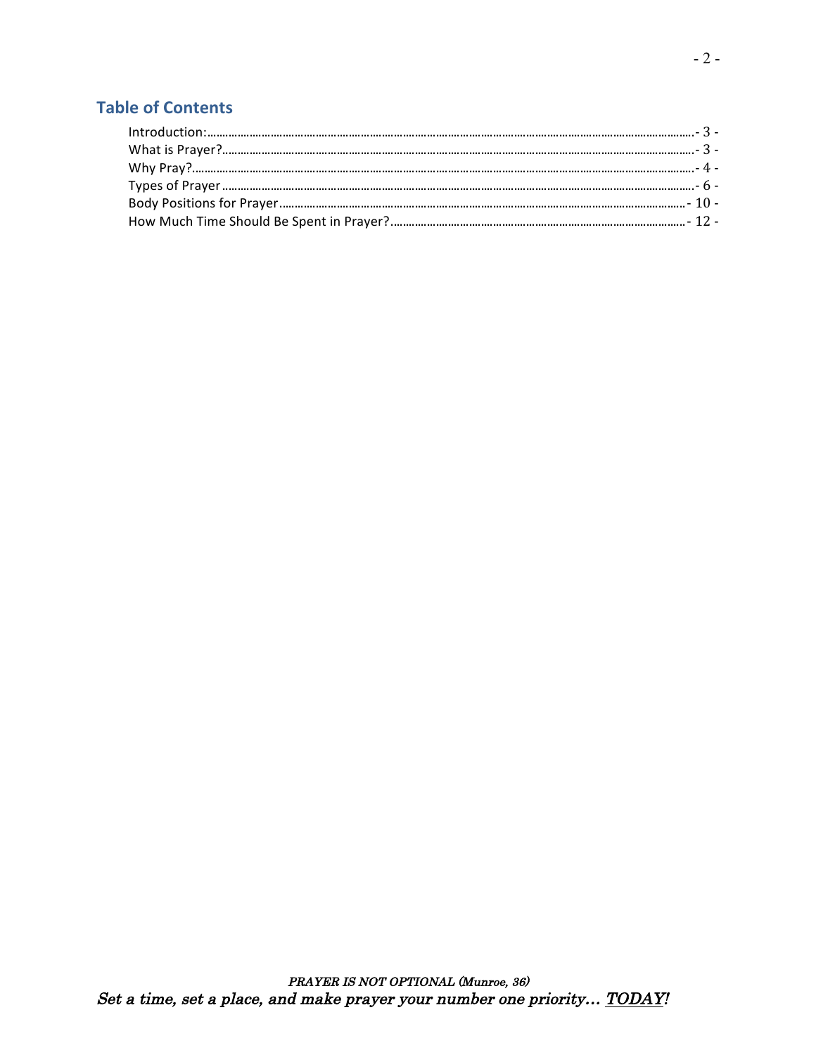## Table of Contents

- Introduction: - 3 -
- What is Prayer? - 3 -
- Why Pray? - 4 -
- Types of Prayer - 6 -
- Body Positions for Prayer - 10 -
- How Much Time Should Be Spent in Prayer? - 12 -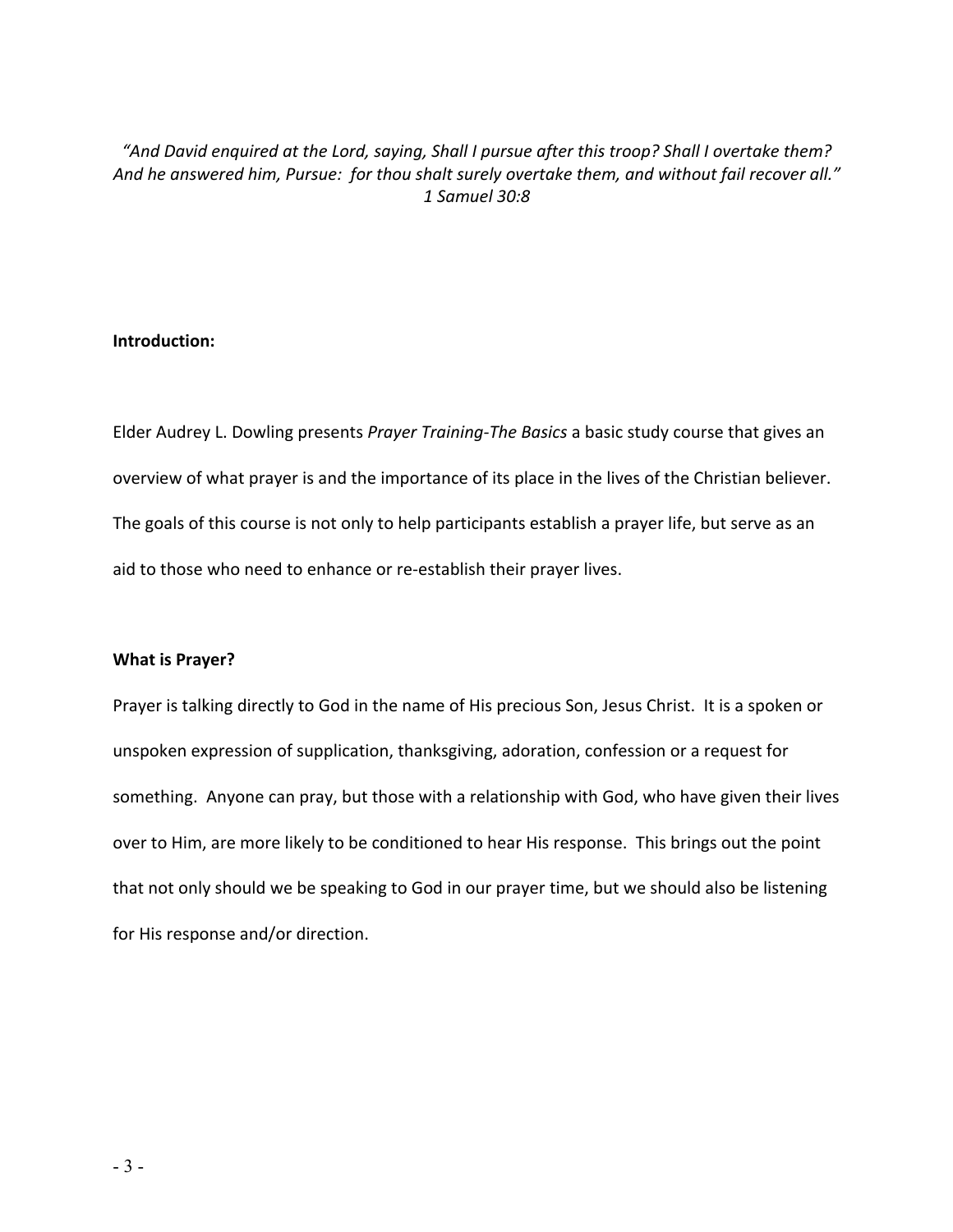*"And David enquired at the Lord, saying, Shall I pursue after this troop? Shall I overtake them? And he answered him, Pursue: for thou shalt surely overtake them, and without fail recover all."*
*1 Samuel 30:8*

**Introduction:**

Elder Audrey L. Dowling presents *Prayer Training-The Basics* a basic study course that gives an overview of what prayer is and the importance of its place in the lives of the Christian believer. The goals of this course is not only to help participants establish a prayer life, but serve as an aid to those who need to enhance or re-establish their prayer lives.

**What is Prayer?**

Prayer is talking directly to God in the name of His precious Son, Jesus Christ. It is a spoken or unspoken expression of supplication, thanksgiving, adoration, confession or a request for something. Anyone can pray, but those with a relationship with God, who have given their lives over to Him, are more likely to be conditioned to hear His response. This brings out the point that not only should we be speaking to God in our prayer time, but we should also be listening for His response and/or direction.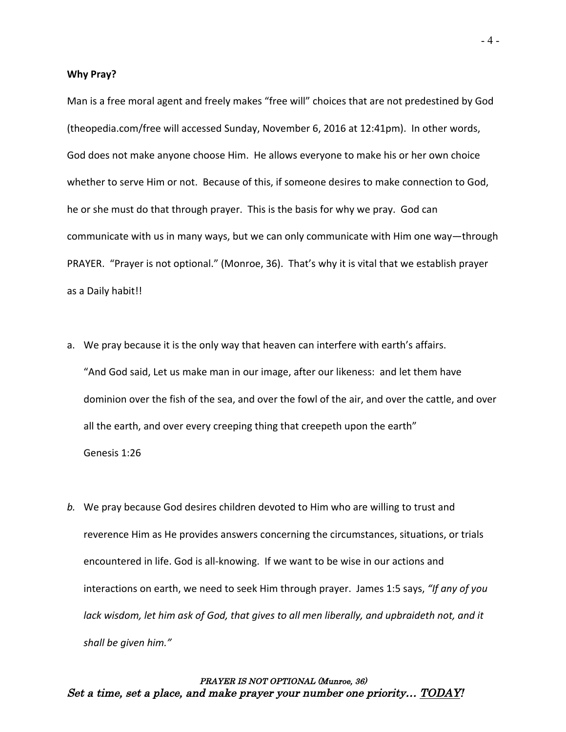**Why Pray?**

Man is a free moral agent and freely makes "free will" choices that are not predestined by God (theopedia.com/free will accessed Sunday, November 6, 2016 at 12:41pm). In other words, God does not make anyone choose Him. He allows everyone to make his or her own choice whether to serve Him or not. Because of this, if someone desires to make connection to God, he or she must do that through prayer. This is the basis for why we pray. God can communicate with us in many ways, but we can only communicate with Him one way—through PRAYER. "Prayer is not optional." (Monroe, 36). That's why it is vital that we establish prayer as a Daily habit!!

a. We pray because it is the only way that heaven can interfere with earth's affairs.
   "And God said, Let us make man in our image, after our likeness: and let them have dominion over the fish of the sea, and over the fowl of the air, and over the cattle, and over all the earth, and over every creeping thing that creepeth upon the earth"
   Genesis 1:26

*b.* We pray because God desires children devoted to Him who are willing to trust and reverence Him as He provides answers concerning the circumstances, situations, or trials encountered in life. God is all-knowing. If we want to be wise in our actions and interactions on earth, we need to seek Him through prayer. James 1:5 says, *"If any of you lack wisdom, let him ask of God, that gives to all men liberally, and upbraideth not, and it shall be given him."*

*PRAYER IS NOT OPTIONAL (Munroe, 36)*
*Set a time, set a place, and make prayer your number one priority… TODAY!*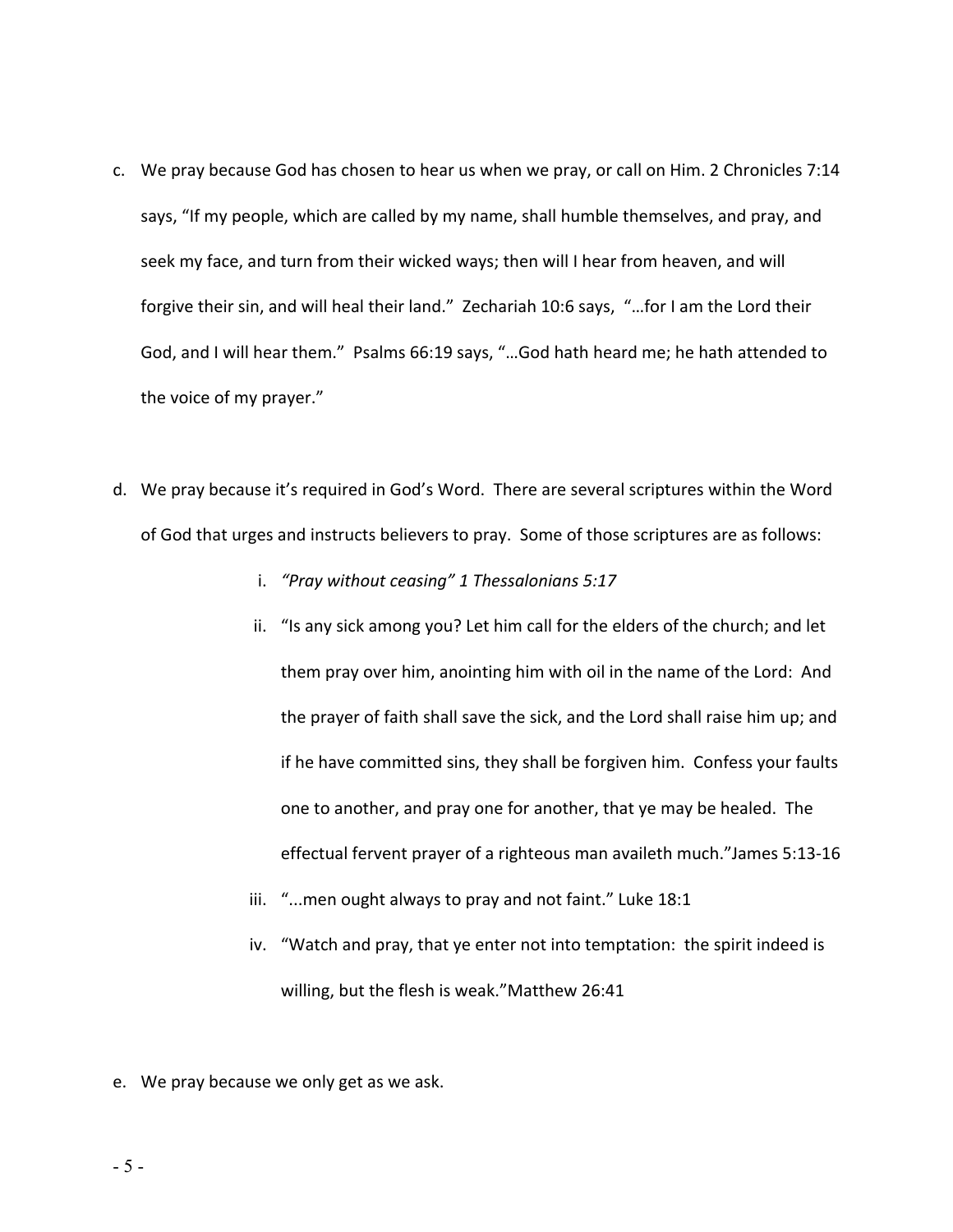c. We pray because God has chosen to hear us when we pray, or call on Him. 2 Chronicles 7:14 says, "If my people, which are called by my name, shall humble themselves, and pray, and seek my face, and turn from their wicked ways; then will I hear from heaven, and will forgive their sin, and will heal their land." Zechariah 10:6 says, "…for I am the Lord their God, and I will hear them." Psalms 66:19 says, "…God hath heard me; he hath attended to the voice of my prayer."

d. We pray because it's required in God's Word. There are several scriptures within the Word of God that urges and instructs believers to pray. Some of those scriptures are as follows:

   i. *"Pray without ceasing" 1 Thessalonians 5:17*
   ii. "Is any sick among you? Let him call for the elders of the church; and let them pray over him, anointing him with oil in the name of the Lord: And the prayer of faith shall save the sick, and the Lord shall raise him up; and if he have committed sins, they shall be forgiven him. Confess your faults one to another, and pray one for another, that ye may be healed. The effectual fervent prayer of a righteous man availeth much."James 5:13-16
   iii. "...men ought always to pray and not faint." Luke 18:1
   iv. "Watch and pray, that ye enter not into temptation: the spirit indeed is willing, but the flesh is weak."Matthew 26:41

e. We pray because we only get as we ask.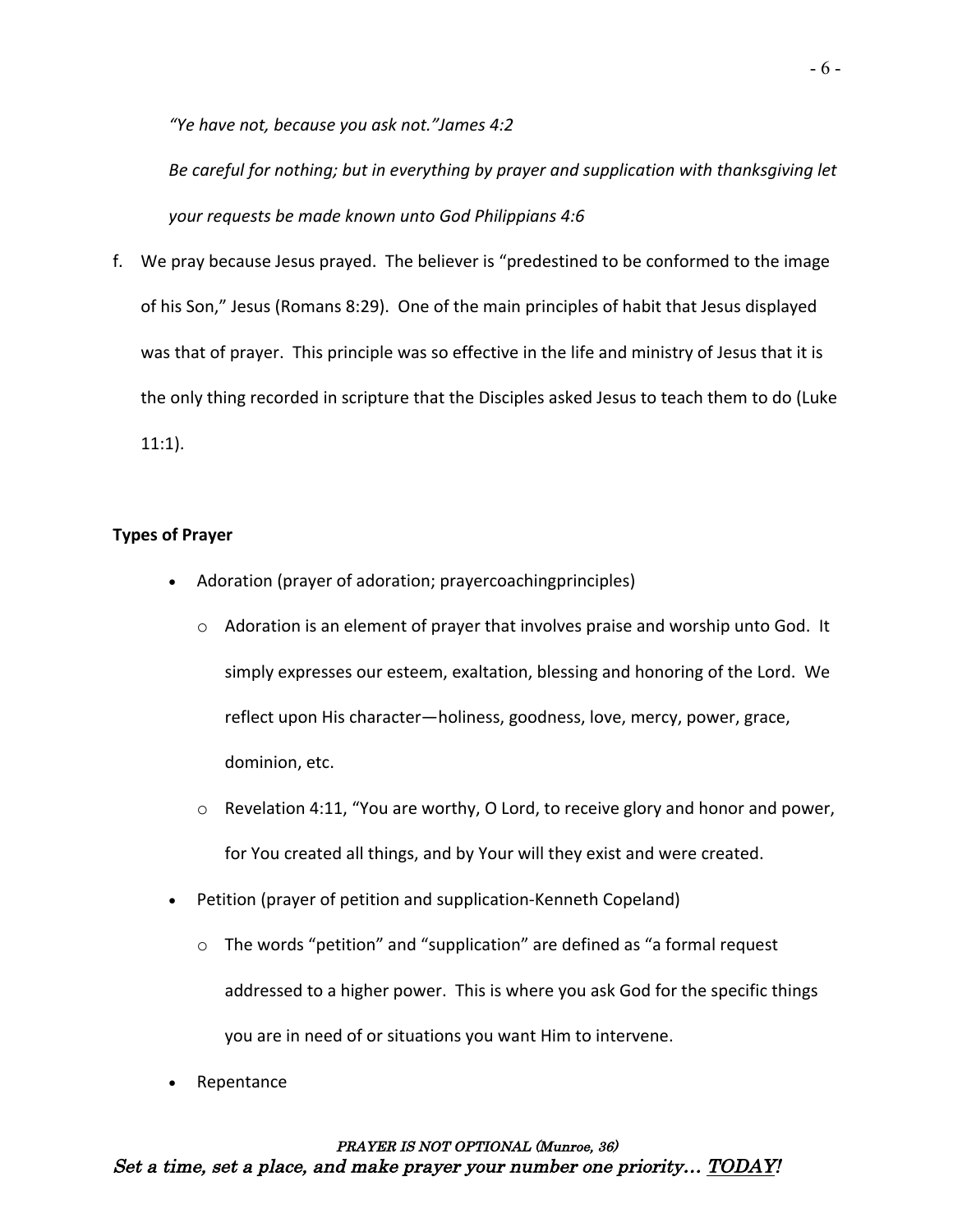*“Ye have not, because you ask not.”James 4:2*

*Be careful for nothing; but in everything by prayer and supplication with thanksgiving let your requests be made known unto God Philippians 4:6*

f. We pray because Jesus prayed. The believer is “predestined to be conformed to the image of his Son,” Jesus (Romans 8:29). One of the main principles of habit that Jesus displayed was that of prayer. This principle was so effective in the life and ministry of Jesus that it is the only thing recorded in scripture that the Disciples asked Jesus to teach them to do (Luke 11:1).

**Types of Prayer**

- Adoration (prayer of adoration; prayercoachingprinciples)
  - Adoration is an element of prayer that involves praise and worship unto God. It simply expresses our esteem, exaltation, blessing and honoring of the Lord. We reflect upon His character—holiness, goodness, love, mercy, power, grace, dominion, etc.
  - Revelation 4:11, “You are worthy, O Lord, to receive glory and honor and power, for You created all things, and by Your will they exist and were created.
- Petition (prayer of petition and supplication-Kenneth Copeland)
  - The words “petition” and “supplication” are defined as “a formal request addressed to a higher power. This is where you ask God for the specific things you are in need of or situations you want Him to intervene.
- Repentance

*PRAYER IS NOT OPTIONAL (Munroe, 36)*

*Set a time, set a place, and make prayer your number one priority… TODAY!*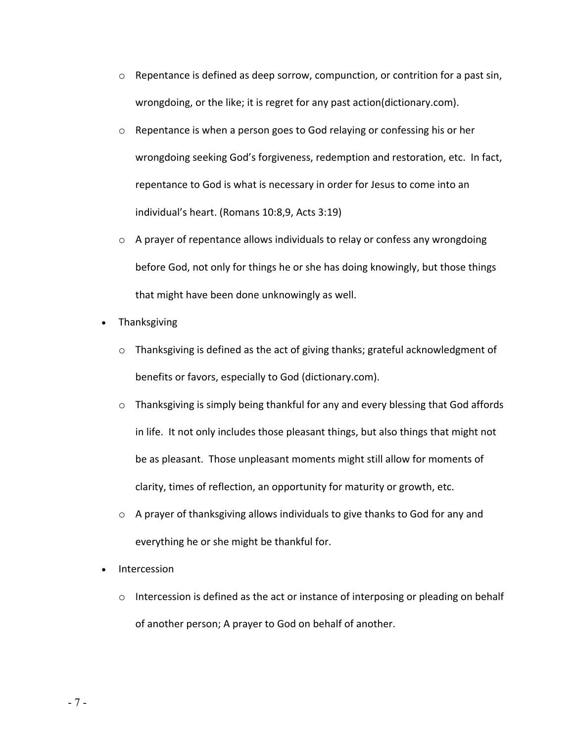- Repentance is defined as deep sorrow, compunction, or contrition for a past sin, wrongdoing, or the like; it is regret for any past action(dictionary.com).
  - Repentance is when a person goes to God relaying or confessing his or her wrongdoing seeking God's forgiveness, redemption and restoration, etc. In fact, repentance to God is what is necessary in order for Jesus to come into an individual's heart. (Romans 10:8,9, Acts 3:19)
  - A prayer of repentance allows individuals to relay or confess any wrongdoing before God, not only for things he or she has doing knowingly, but those things that might have been done unknowingly as well.
- Thanksgiving
  - Thanksgiving is defined as the act of giving thanks; grateful acknowledgment of benefits or favors, especially to God (dictionary.com).
  - Thanksgiving is simply being thankful for any and every blessing that God affords in life. It not only includes those pleasant things, but also things that might not be as pleasant. Those unpleasant moments might still allow for moments of clarity, times of reflection, an opportunity for maturity or growth, etc.
  - A prayer of thanksgiving allows individuals to give thanks to God for any and everything he or she might be thankful for.
- Intercession
  - Intercession is defined as the act or instance of interposing or pleading on behalf of another person; A prayer to God on behalf of another.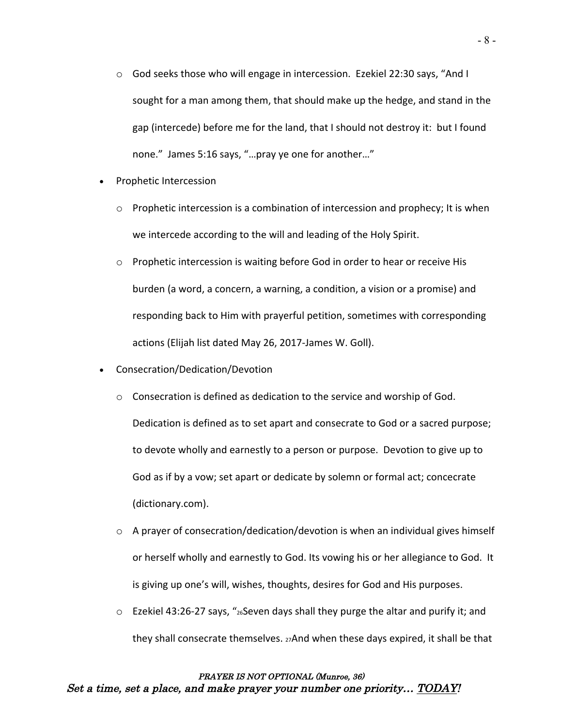- God seeks those who will engage in intercession. Ezekiel 22:30 says, "And I sought for a man among them, that should make up the hedge, and stand in the gap (intercede) before me for the land, that I should not destroy it: but I found none." James 5:16 says, "…pray ye one for another…"

- Prophetic Intercession
  - Prophetic intercession is a combination of intercession and prophecy; It is when we intercede according to the will and leading of the Holy Spirit.
  - Prophetic intercession is waiting before God in order to hear or receive His burden (a word, a concern, a warning, a condition, a vision or a promise) and responding back to Him with prayerful petition, sometimes with corresponding actions (Elijah list dated May 26, 2017-James W. Goll).

- Consecration/Dedication/Devotion
  - Consecration is defined as dedication to the service and worship of God. Dedication is defined as to set apart and consecrate to God or a sacred purpose; to devote wholly and earnestly to a person or purpose. Devotion to give up to God as if by a vow; set apart or dedicate by solemn or formal act; concecrate (dictionary.com).
  - A prayer of consecration/dedication/devotion is when an individual gives himself or herself wholly and earnestly to God. Its vowing his or her allegiance to God. It is giving up one's will, wishes, thoughts, desires for God and His purposes.
  - Ezekiel 43:26-27 says, "26Seven days shall they purge the altar and purify it; and they shall consecrate themselves. 27And when these days expired, it shall be that

*PRAYER IS NOT OPTIONAL (Munroe, 36)*

***Set a time, set a place, and make prayer your number one priority… TODAY!***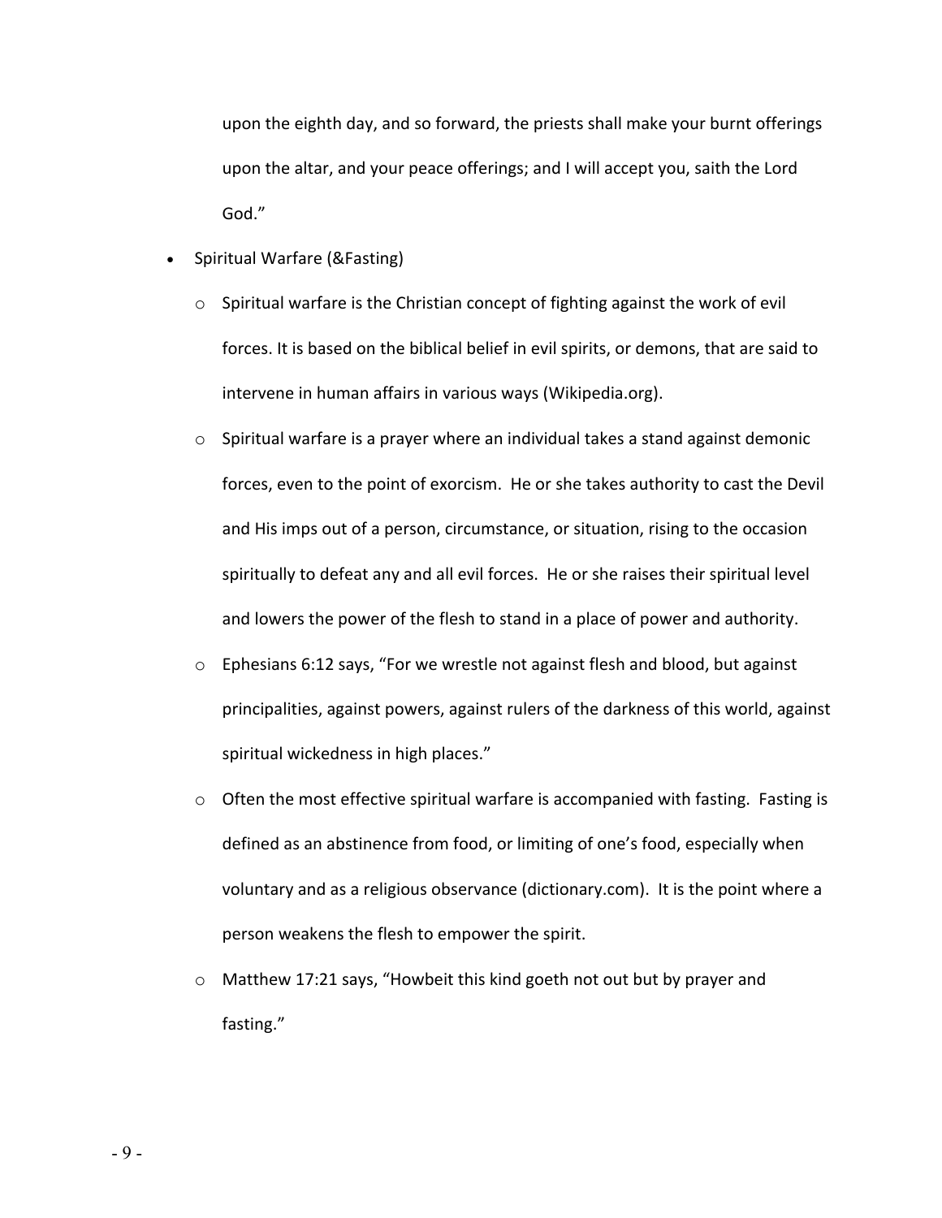upon the eighth day, and so forward, the priests shall make your burnt offerings upon the altar, and your peace offerings; and I will accept you, saith the Lord God."

- Spiritual Warfare (&Fasting)
  - Spiritual warfare is the Christian concept of fighting against the work of evil forces. It is based on the biblical belief in evil spirits, or demons, that are said to intervene in human affairs in various ways (Wikipedia.org).
  - Spiritual warfare is a prayer where an individual takes a stand against demonic forces, even to the point of exorcism. He or she takes authority to cast the Devil and His imps out of a person, circumstance, or situation, rising to the occasion spiritually to defeat any and all evil forces. He or she raises their spiritual level and lowers the power of the flesh to stand in a place of power and authority.
  - Ephesians 6:12 says, "For we wrestle not against flesh and blood, but against principalities, against powers, against rulers of the darkness of this world, against spiritual wickedness in high places."
  - Often the most effective spiritual warfare is accompanied with fasting. Fasting is defined as an abstinence from food, or limiting of one's food, especially when voluntary and as a religious observance (dictionary.com). It is the point where a person weakens the flesh to empower the spirit.
  - Matthew 17:21 says, "Howbeit this kind goeth not out but by prayer and fasting."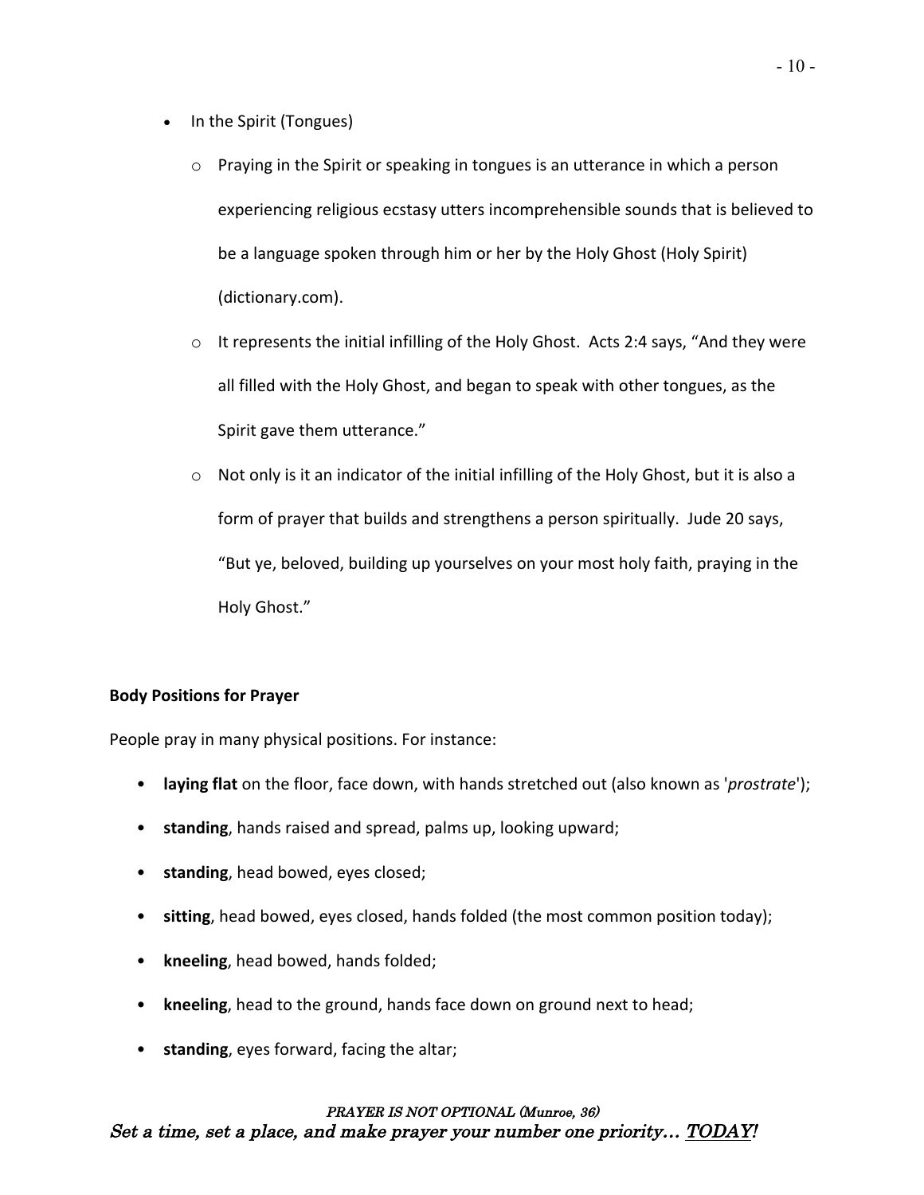- In the Spirit (Tongues)
  - Praying in the Spirit or speaking in tongues is an utterance in which a person experiencing religious ecstasy utters incomprehensible sounds that is believed to be a language spoken through him or her by the Holy Ghost (Holy Spirit) (dictionary.com).
  - It represents the initial infilling of the Holy Ghost. Acts 2:4 says, "And they were all filled with the Holy Ghost, and began to speak with other tongues, as the Spirit gave them utterance."
  - Not only is it an indicator of the initial infilling of the Holy Ghost, but it is also a form of prayer that builds and strengthens a person spiritually. Jude 20 says, "But ye, beloved, building up yourselves on your most holy faith, praying in the Holy Ghost."

**Body Positions for Prayer**

People pray in many physical positions. For instance:

- **laying flat** on the floor, face down, with hands stretched out (also known as '*prostrate*');
- **standing**, hands raised and spread, palms up, looking upward;
- **standing**, head bowed, eyes closed;
- **sitting**, head bowed, eyes closed, hands folded (the most common position today);
- **kneeling**, head bowed, hands folded;
- **kneeling**, head to the ground, hands face down on ground next to head;
- **standing**, eyes forward, facing the altar;

*PRAYER IS NOT OPTIONAL (Munroe, 36)*
*Set a time, set a place, and make prayer your number one priority… <u>TODAY</u>!*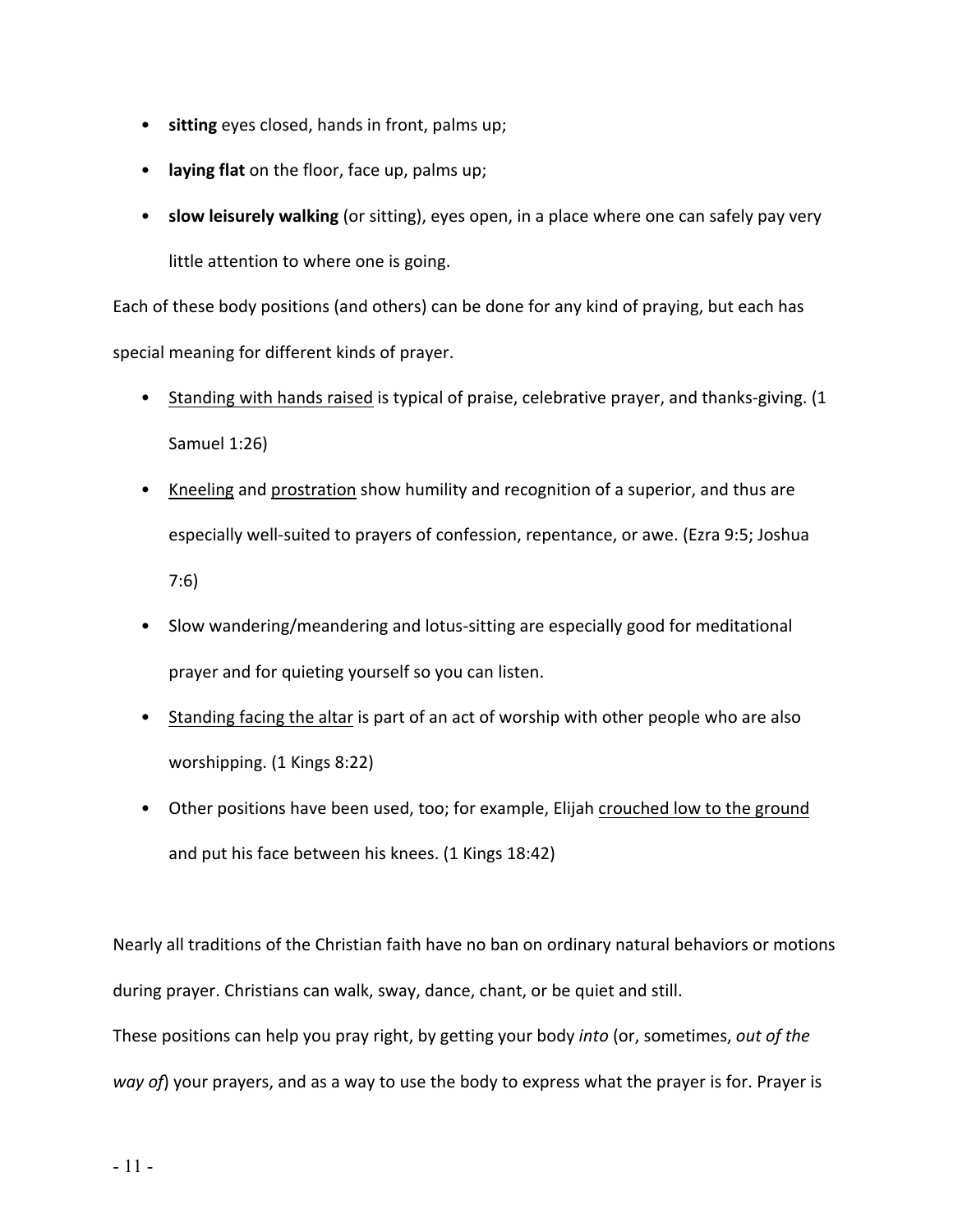- **sitting** eyes closed, hands in front, palms up;
- **laying flat** on the floor, face up, palms up;
- **slow leisurely walking** (or sitting), eyes open, in a place where one can safely pay very little attention to where one is going.

Each of these body positions (and others) can be done for any kind of praying, but each has special meaning for different kinds of prayer.

- <u>Standing with hands raised</u> is typical of praise, celebrative prayer, and thanks-giving. (1 Samuel 1:26)
- <u>Kneeling</u> and <u>prostration</u> show humility and recognition of a superior, and thus are especially well-suited to prayers of confession, repentance, or awe. (Ezra 9:5; Joshua 7:6)
- Slow wandering/meandering and lotus-sitting are especially good for meditational prayer and for quieting yourself so you can listen.
- <u>Standing facing the altar</u> is part of an act of worship with other people who are also worshipping. (1 Kings 8:22)
- Other positions have been used, too; for example, Elijah <u>crouched low to the ground</u> and put his face between his knees. (1 Kings 18:42)

Nearly all traditions of the Christian faith have no ban on ordinary natural behaviors or motions during prayer. Christians can walk, sway, dance, chant, or be quiet and still.
These positions can help you pray right, by getting your body *into* (or, sometimes, *out of the way of*) your prayers, and as a way to use the body to express what the prayer is for. Prayer is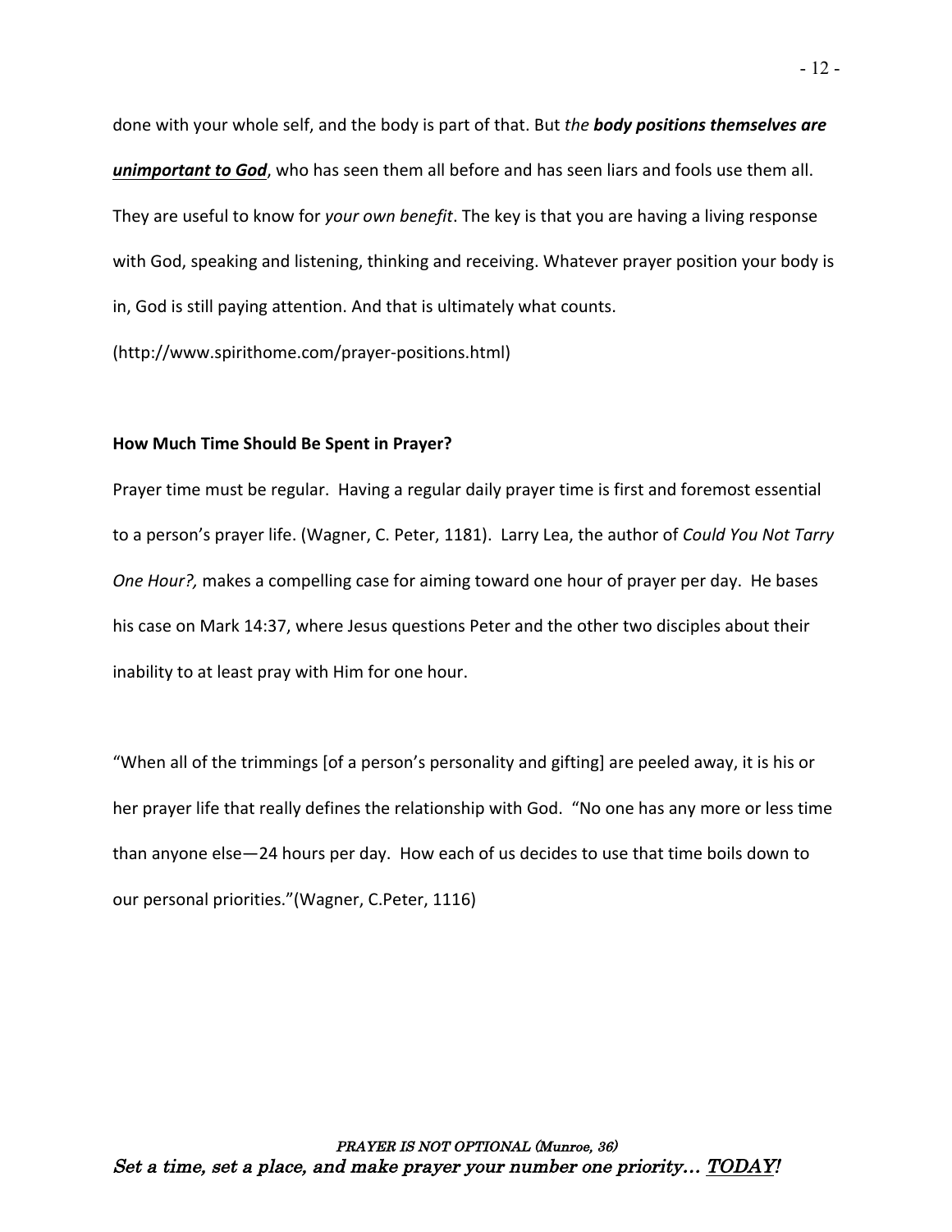done with your whole self, and the body is part of that. But *the **body positions themselves are <u>unimportant to God</u>***, who has seen them all before and has seen liars and fools use them all. They are useful to know for *your own benefit*. The key is that you are having a living response with God, speaking and listening, thinking and receiving. Whatever prayer position your body is in, God is still paying attention. And that is ultimately what counts. (http://www.spirithome.com/prayer-positions.html)

**How Much Time Should Be Spent in Prayer?**

Prayer time must be regular. Having a regular daily prayer time is first and foremost essential to a person's prayer life. (Wagner, C. Peter, 1181). Larry Lea, the author of *Could You Not Tarry One Hour?,* makes a compelling case for aiming toward one hour of prayer per day. He bases his case on Mark 14:37, where Jesus questions Peter and the other two disciples about their inability to at least pray with Him for one hour.

"When all of the trimmings [of a person's personality and gifting] are peeled away, it is his or her prayer life that really defines the relationship with God. "No one has any more or less time than anyone else—24 hours per day. How each of us decides to use that time boils down to our personal priorities."(Wagner, C.Peter, 1116)

*PRAYER IS NOT OPTIONAL (Munroe, 36)*

***Set a time, set a place, and make prayer your number one priority… <u>TODAY</u>!***